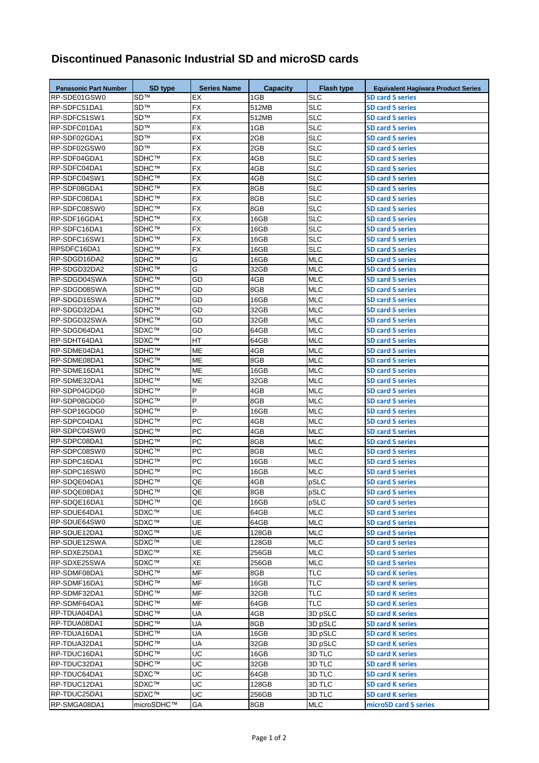# Discontinued Panasonic Industrial SD and microSD cards

| Panasonic Part Number | SD type | Series Name | Capacity | Flash type | Equivalent Hagiwara Product Series |
|---|---|---|---|---|---|
| RP-SDE01GSW0 | SD™ | EX | 1GB | SLC | SD card S series |
| RP-SDFC51DA1 | SD™ | FX | 512MB | SLC | SD card S series |
| RP-SDFC51SW1 | SD™ | FX | 512MB | SLC | SD card S series |
| RP-SDFC01DA1 | SD™ | FX | 1GB | SLC | SD card S series |
| RP-SDF02GDA1 | SD™ | FX | 2GB | SLC | SD card S series |
| RP-SDF02GSW0 | SD™ | FX | 2GB | SLC | SD card S series |
| RP-SDF04GDA1 | SDHC™ | FX | 4GB | SLC | SD card S series |
| RP-SDFC04DA1 | SDHC™ | FX | 4GB | SLC | SD card S series |
| RP-SDFC04SW1 | SDHC™ | FX | 4GB | SLC | SD card S series |
| RP-SDF08GDA1 | SDHC™ | FX | 8GB | SLC | SD card S series |
| RP-SDFC08DA1 | SDHC™ | FX | 8GB | SLC | SD card S series |
| RP-SDFC08SW0 | SDHC™ | FX | 8GB | SLC | SD card S series |
| RP-SDF16GDA1 | SDHC™ | FX | 16GB | SLC | SD card S series |
| RP-SDFC16DA1 | SDHC™ | FX | 16GB | SLC | SD card S series |
| RP-SDFC16SW1 | SDHC™ | FX | 16GB | SLC | SD card S series |
| RPSDFC16DA1 | SDHC™ | FX | 16GB | SLC | SD card S series |
| RP-SDGD16DA2 | SDHC™ | G | 16GB | MLC | SD card S series |
| RP-SDGD32DA2 | SDHC™ | G | 32GB | MLC | SD card S series |
| RP-SDGD04SWA | SDHC™ | GD | 4GB | MLC | SD card S series |
| RP-SDGD08SWA | SDHC™ | GD | 8GB | MLC | SD card S series |
| RP-SDGD16SWA | SDHC™ | GD | 16GB | MLC | SD card S series |
| RP-SDGD32DA1 | SDHC™ | GD | 32GB | MLC | SD card S series |
| RP-SDGD32SWA | SDHC™ | GD | 32GB | MLC | SD card S series |
| RP-SDGD64DA1 | SDXC™ | GD | 64GB | MLC | SD card S series |
| RP-SDHT64DA1 | SDXC™ | HT | 64GB | MLC | SD card S series |
| RP-SDME04DA1 | SDHC™ | ME | 4GB | MLC | SD card S series |
| RP-SDME08DA1 | SDHC™ | ME | 8GB | MLC | SD card S series |
| RP-SDME16DA1 | SDHC™ | ME | 16GB | MLC | SD card S series |
| RP-SDME32DA1 | SDHC™ | ME | 32GB | MLC | SD card S series |
| RP-SDP04GDG0 | SDHC™ | P | 4GB | MLC | SD card S series |
| RP-SDP08GDG0 | SDHC™ | P | 8GB | MLC | SD card S series |
| RP-SDP16GDG0 | SDHC™ | P | 16GB | MLC | SD card S series |
| RP-SDPC04DA1 | SDHC™ | PC | 4GB | MLC | SD card S series |
| RP-SDPC04SW0 | SDHC™ | PC | 4GB | MLC | SD card S series |
| RP-SDPC08DA1 | SDHC™ | PC | 8GB | MLC | SD card S series |
| RP-SDPC08SW0 | SDHC™ | PC | 8GB | MLC | SD card S series |
| RP-SDPC16DA1 | SDHC™ | PC | 16GB | MLC | SD card S series |
| RP-SDPC16SW0 | SDHC™ | PC | 16GB | MLC | SD card S series |
| RP-SDQE04DA1 | SDHC™ | QE | 4GB | pSLC | SD card S series |
| RP-SDQE08DA1 | SDHC™ | QE | 8GB | pSLC | SD card S series |
| RP-SDQE16DA1 | SDHC™ | QE | 16GB | pSLC | SD card S series |
| RP-SDUE64DA1 | SDXC™ | UE | 64GB | MLC | SD card S series |
| RP-SDUE64SW0 | SDXC™ | UE | 64GB | MLC | SD card S series |
| RP-SDUE12DA1 | SDXC™ | UE | 128GB | MLC | SD card S series |
| RP-SDUE12SWA | SDXC™ | UE | 128GB | MLC | SD card S series |
| RP-SDXE25DA1 | SDXC™ | XE | 256GB | MLC | SD card S series |
| RP-SDXE25SWA | SDXC™ | XE | 256GB | MLC | SD card S series |
| RP-SDMF08DA1 | SDHC™ | MF | 8GB | TLC | SD card K series |
| RP-SDMF16DA1 | SDHC™ | MF | 16GB | TLC | SD card K series |
| RP-SDMF32DA1 | SDHC™ | MF | 32GB | TLC | SD card K series |
| RP-SDMF64DA1 | SDHC™ | MF | 64GB | TLC | SD card K series |
| RP-TDUA04DA1 | SDHC™ | UA | 4GB | 3D pSLC | SD card K series |
| RP-TDUA08DA1 | SDHC™ | UA | 8GB | 3D pSLC | SD card K series |
| RP-TDUA16DA1 | SDHC™ | UA | 16GB | 3D pSLC | SD card K series |
| RP-TDUA32DA1 | SDHC™ | UA | 32GB | 3D pSLC | SD card K series |
| RP-TDUC16DA1 | SDHC™ | UC | 16GB | 3D TLC | SD card K series |
| RP-TDUC32DA1 | SDHC™ | UC | 32GB | 3D TLC | SD card K series |
| RP-TDUC64DA1 | SDXC™ | UC | 64GB | 3D TLC | SD card K series |
| RP-TDUC12DA1 | SDXC™ | UC | 128GB | 3D TLC | SD card K series |
| RP-TDUC25DA1 | SDXC™ | UC | 256GB | 3D TLC | SD card K series |
| RP-SMGA08DA1 | microSDHC™ | GA | 8GB | MLC | microSD card S series |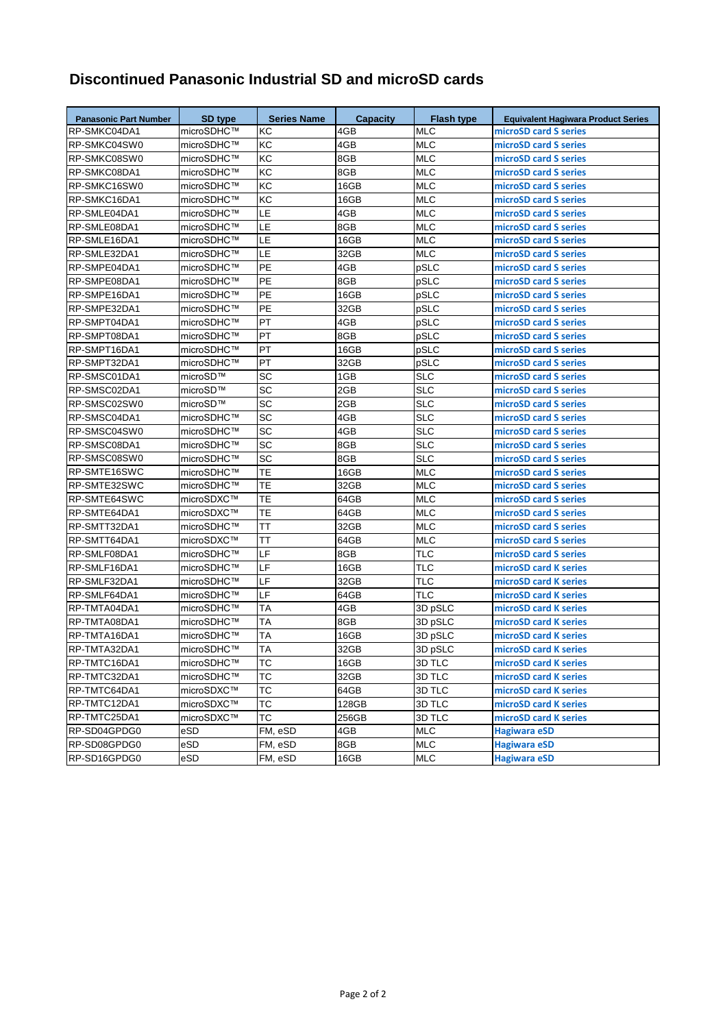## Discontinued Panasonic Industrial SD and microSD cards

| Panasonic Part Number | SD type | Series Name | Capacity | Flash type | Equivalent Hagiwara Product Series |
|---|---|---|---|---|---|
| RP-SMKC04DA1 | microSDHC™ | KC | 4GB | MLC | microSD card S series |
| RP-SMKC04SW0 | microSDHC™ | KC | 4GB | MLC | microSD card S series |
| RP-SMKC08SW0 | microSDHC™ | KC | 8GB | MLC | microSD card S series |
| RP-SMKC08DA1 | microSDHC™ | KC | 8GB | MLC | microSD card S series |
| RP-SMKC16SW0 | microSDHC™ | KC | 16GB | MLC | microSD card S series |
| RP-SMKC16DA1 | microSDHC™ | KC | 16GB | MLC | microSD card S series |
| RP-SMLE04DA1 | microSDHC™ | LE | 4GB | MLC | microSD card S series |
| RP-SMLE08DA1 | microSDHC™ | LE | 8GB | MLC | microSD card S series |
| RP-SMLE16DA1 | microSDHC™ | LE | 16GB | MLC | microSD card S series |
| RP-SMLE32DA1 | microSDHC™ | LE | 32GB | MLC | microSD card S series |
| RP-SMPE04DA1 | microSDHC™ | PE | 4GB | pSLC | microSD card S series |
| RP-SMPE08DA1 | microSDHC™ | PE | 8GB | pSLC | microSD card S series |
| RP-SMPE16DA1 | microSDHC™ | PE | 16GB | pSLC | microSD card S series |
| RP-SMPE32DA1 | microSDHC™ | PE | 32GB | pSLC | microSD card S series |
| RP-SMPT04DA1 | microSDHC™ | PT | 4GB | pSLC | microSD card S series |
| RP-SMPT08DA1 | microSDHC™ | PT | 8GB | pSLC | microSD card S series |
| RP-SMPT16DA1 | microSDHC™ | PT | 16GB | pSLC | microSD card S series |
| RP-SMPT32DA1 | microSDHC™ | PT | 32GB | pSLC | microSD card S series |
| RP-SMSC01DA1 | microSD™ | SC | 1GB | SLC | microSD card S series |
| RP-SMSC02DA1 | microSD™ | SC | 2GB | SLC | microSD card S series |
| RP-SMSC02SW0 | microSD™ | SC | 2GB | SLC | microSD card S series |
| RP-SMSC04DA1 | microSDHC™ | SC | 4GB | SLC | microSD card S series |
| RP-SMSC04SW0 | microSDHC™ | SC | 4GB | SLC | microSD card S series |
| RP-SMSC08DA1 | microSDHC™ | SC | 8GB | SLC | microSD card S series |
| RP-SMSC08SW0 | microSDHC™ | SC | 8GB | SLC | microSD card S series |
| RP-SMTE16SWC | microSDHC™ | TE | 16GB | MLC | microSD card S series |
| RP-SMTE32SWC | microSDHC™ | TE | 32GB | MLC | microSD card S series |
| RP-SMTE64SWC | microSDXC™ | TE | 64GB | MLC | microSD card S series |
| RP-SMTE64DA1 | microSDXC™ | TE | 64GB | MLC | microSD card S series |
| RP-SMTT32DA1 | microSDHC™ | TT | 32GB | MLC | microSD card S series |
| RP-SMTT64DA1 | microSDXC™ | TT | 64GB | MLC | microSD card S series |
| RP-SMLF08DA1 | microSDHC™ | LF | 8GB | TLC | microSD card S series |
| RP-SMLF16DA1 | microSDHC™ | LF | 16GB | TLC | microSD card K series |
| RP-SMLF32DA1 | microSDHC™ | LF | 32GB | TLC | microSD card K series |
| RP-SMLF64DA1 | microSDHC™ | LF | 64GB | TLC | microSD card K series |
| RP-TMTA04DA1 | microSDHC™ | TA | 4GB | 3D pSLC | microSD card K series |
| RP-TMTA08DA1 | microSDHC™ | TA | 8GB | 3D pSLC | microSD card K series |
| RP-TMTA16DA1 | microSDHC™ | TA | 16GB | 3D pSLC | microSD card K series |
| RP-TMTA32DA1 | microSDHC™ | TA | 32GB | 3D pSLC | microSD card K series |
| RP-TMTC16DA1 | microSDHC™ | TC | 16GB | 3D TLC | microSD card K series |
| RP-TMTC32DA1 | microSDHC™ | TC | 32GB | 3D TLC | microSD card K series |
| RP-TMTC64DA1 | microSDXC™ | TC | 64GB | 3D TLC | microSD card K series |
| RP-TMTC12DA1 | microSDXC™ | TC | 128GB | 3D TLC | microSD card K series |
| RP-TMTC25DA1 | microSDXC™ | TC | 256GB | 3D TLC | microSD card K series |
| RP-SD04GPDG0 | eSD | FM, eSD | 4GB | MLC | Hagiwara eSD |
| RP-SD08GPDG0 | eSD | FM, eSD | 8GB | MLC | Hagiwara eSD |
| RP-SD16GPDG0 | eSD | FM, eSD | 16GB | MLC | Hagiwara eSD |